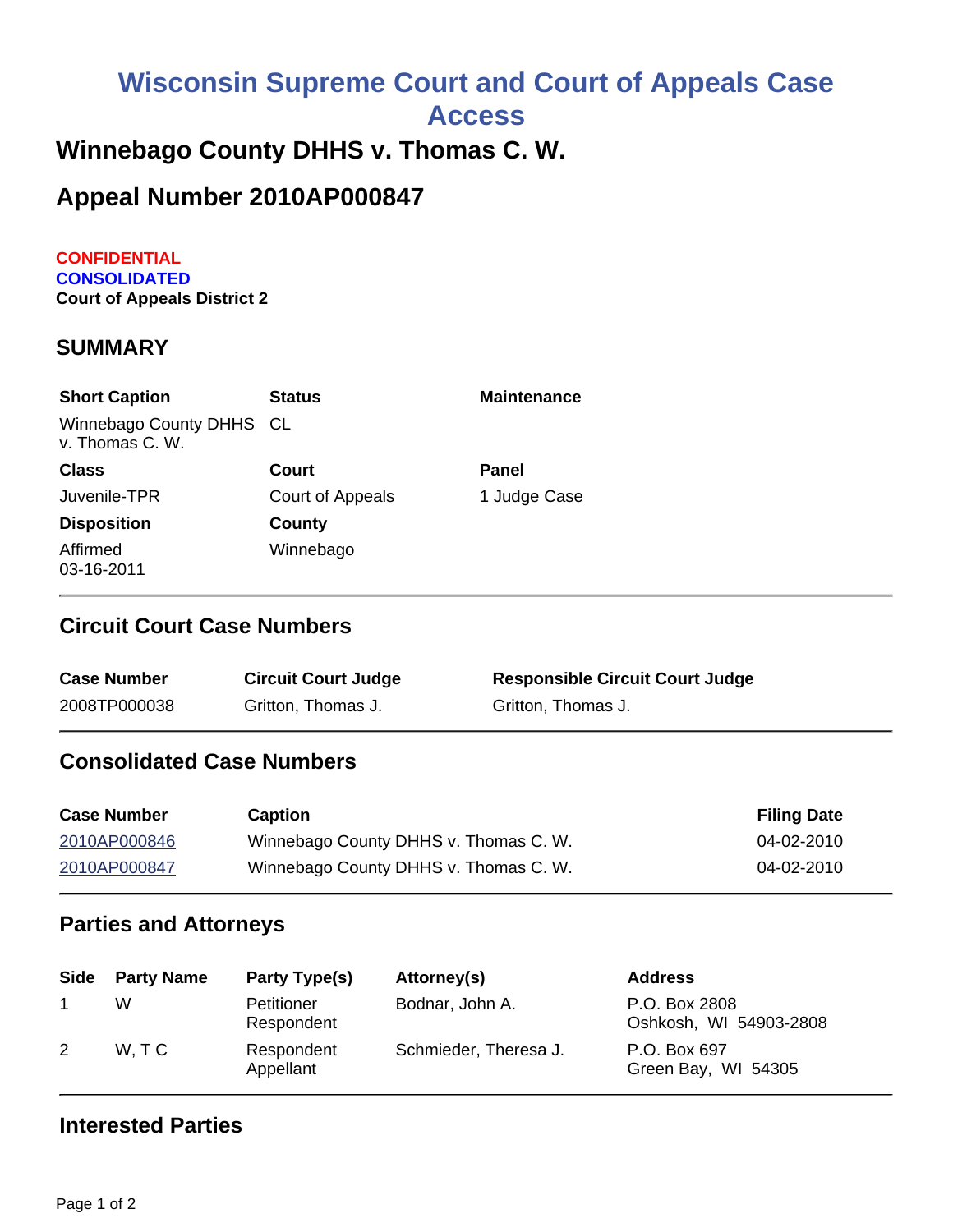# Wisconsin Supreme Court and Court of Appeals Case Access

## Winnebago County DHHS v. Thomas C. W.

## Appeal Number 2010AP000847

**CONFIDENTIAL**
**CONSOLIDATED**
**Court of Appeals District 2**

### SUMMARY

| Short Caption | Status | Maintenance |
|---|---|---|
| Winnebago County DHHS v. Thomas C. W. | CL | |
| **Class** | **Court** | **Panel** |
| Juvenile-TPR | Court of Appeals | 1 Judge Case |
| **Disposition** | **County** | |
| Affirmed 03-16-2011 | Winnebago | |

### Circuit Court Case Numbers

| Case Number | Circuit Court Judge | Responsible Circuit Court Judge |
|---|---|---|
| 2008TP000038 | Gritton, Thomas J. | Gritton, Thomas J. |

### Consolidated Case Numbers

| Case Number | Caption | Filing Date |
|---|---|---|
| 2010AP000846 | Winnebago County DHHS v. Thomas C. W. | 04-02-2010 |
| 2010AP000847 | Winnebago County DHHS v. Thomas C. W. | 04-02-2010 |

### Parties and Attorneys

| Side | Party Name | Party Type(s) | Attorney(s) | Address |
|---|---|---|---|---|
| 1 | W | Petitioner Respondent | Bodnar, John A. | P.O. Box 2808 Oshkosh, WI 54903-2808 |
| 2 | W, T C | Respondent Appellant | Schmieder, Theresa J. | P.O. Box 697 Green Bay, WI 54305 |

### Interested Parties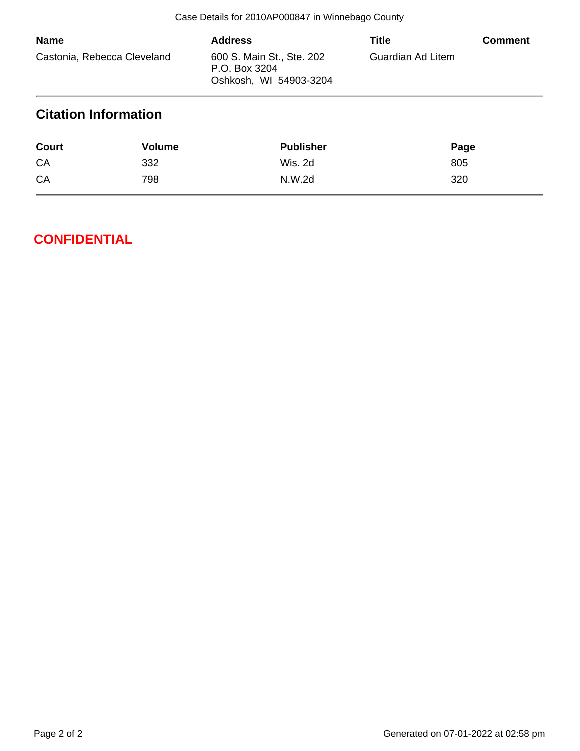| Name | Address | Title | Comment |
| --- | --- | --- | --- |
| Castonia, Rebecca Cleveland | 600 S. Main St., Ste. 202<br>P.O. Box 3204<br>Oshkosh, WI 54903-3204 | Guardian Ad Litem | |

## Citation Information

| Court | Volume | Publisher | Page |
| --- | --- | --- | --- |
| CA | 332 | Wis. 2d | 805 |
| CA | 798 | N.W.2d | 320 |

**CONFIDENTIAL**